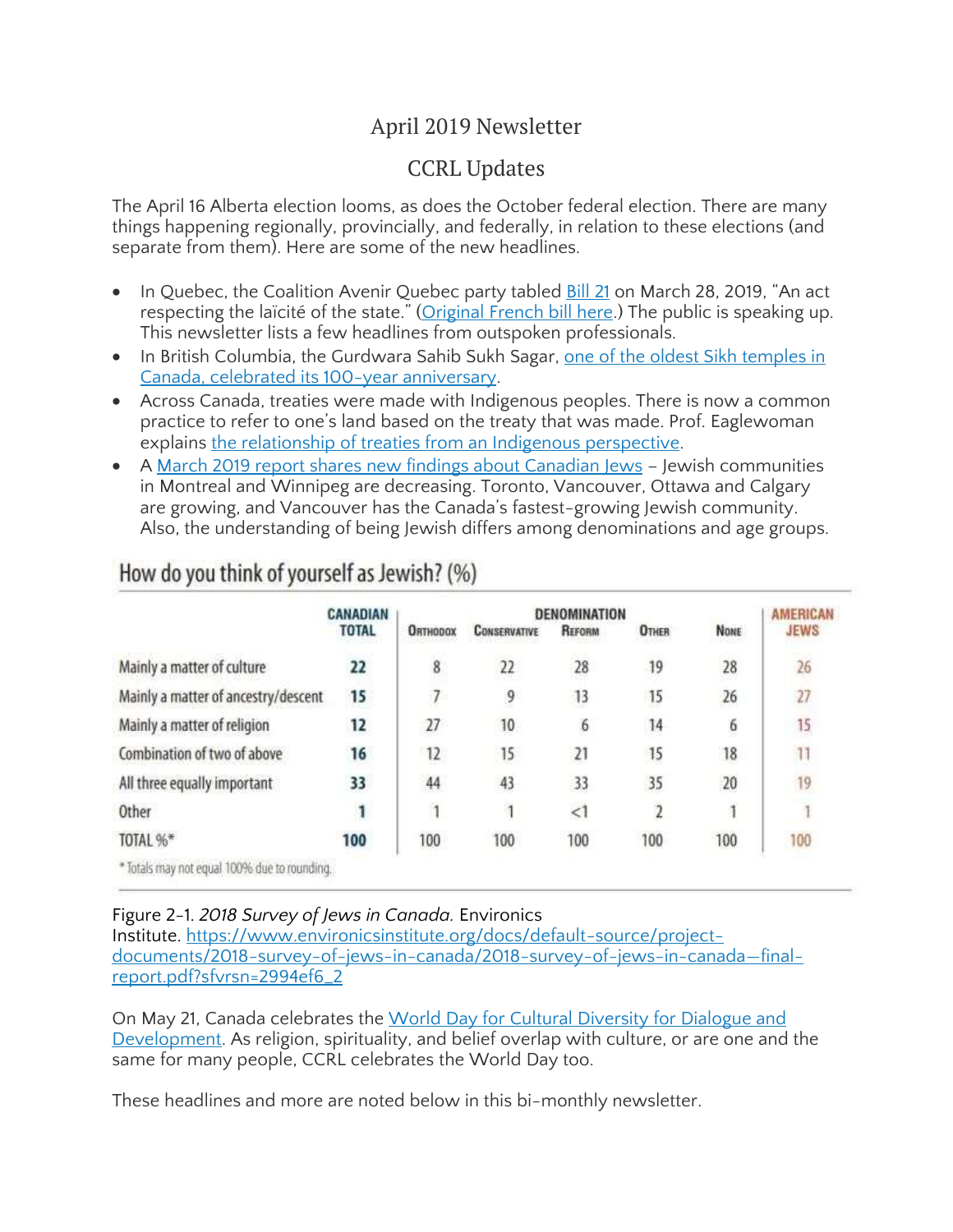# April 2019 Newsletter

## CCRL Updates

The April 16 Alberta election looms, as does the October federal election. There are many things happening regionally, provincially, and federally, in relation to these elections (and separate from them). Here are some of the new headlines.

- In Quebec, the Coalition Avenir Quebec party tabled Bill 21 on March 28, 2019, "An act respecting the laïcité of the state." (Original French bill here.) The public is speaking up. This newsletter lists a few headlines from outspoken professionals.
- In British Columbia, the Gurdwara Sahib Sukh Sagar, one of the oldest Sikh temples in Canada, celebrated its 100-year anniversary.
- Across Canada, treaties were made with Indigenous peoples. There is now a common practice to refer to one's land based on the treaty that was made. Prof. Eaglewoman explains the relationship of treaties from an Indigenous perspective.
- A March 2019 report shares new findings about Canadian Jews – Jewish communities in Montreal and Winnipeg are decreasing. Toronto, Vancouver, Ottawa and Calgary are growing, and Vancouver has the Canada's fastest-growing Jewish community. Also, the understanding of being Jewish differs among denominations and age groups.

**How do you think of yourself as Jewish? (%)**

| | Canadian Total | Denomination | | | | | American Jews |
|---|---|---|---|---|---|---|---|
| | | Orthodox | Conservative | Reform | Other | None | |
| Mainly a matter of culture | 22 | 8 | 22 | 28 | 19 | 28 | 26 |
| Mainly a matter of ancestry/descent | 15 | 7 | 9 | 13 | 15 | 26 | 27 |
| Mainly a matter of religion | 12 | 27 | 10 | 6 | 14 | 6 | 15 |
| Combination of two of above | 16 | 12 | 15 | 21 | 15 | 18 | 11 |
| All three equally important | 33 | 44 | 43 | 33 | 35 | 20 | 19 |
| Other | 1 | 1 | 1 | <1 | 2 | 1 | 1 |
| TOTAL %* | 100 | 100 | 100 | 100 | 100 | 100 | 100 |

\* Totals may not equal 100% due to rounding.

Figure 2-1. *2018 Survey of Jews in Canada.* Environics Institute. https://www.environicsinstitute.org/docs/default-source/project-documents/2018-survey-of-jews-in-canada/2018-survey-of-jews-in-canada---final-report.pdf?sfvrsn=2994ef6_2

On May 21, Canada celebrates the World Day for Cultural Diversity for Dialogue and Development. As religion, spirituality, and belief overlap with culture, or are one and the same for many people, CCRL celebrates the World Day too.

These headlines and more are noted below in this bi-monthly newsletter.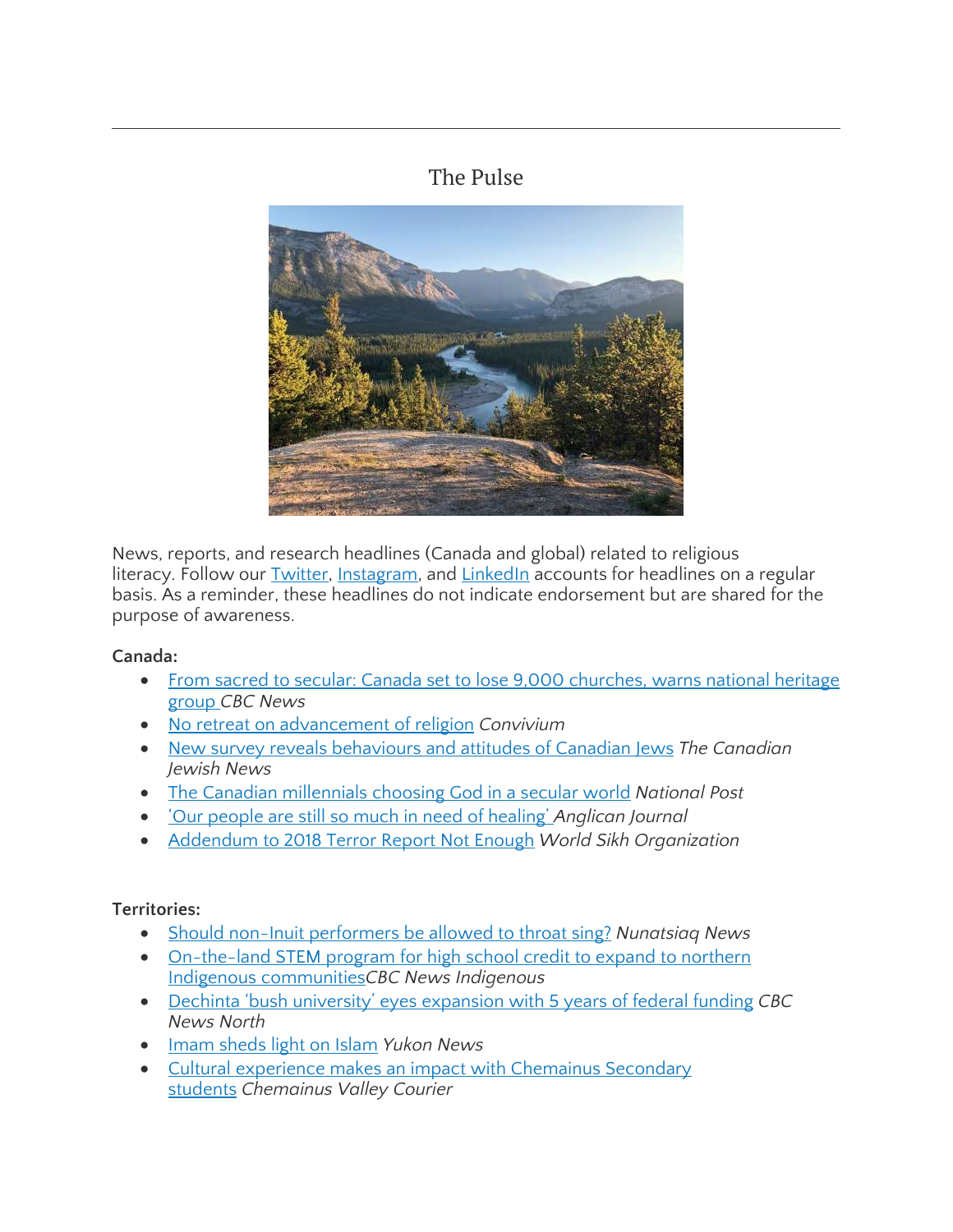## The Pulse

News, reports, and research headlines (Canada and global) related to religious literacy. Follow our Twitter, Instagram, and LinkedIn accounts for headlines on a regular basis. As a reminder, these headlines do not indicate endorsement but are shared for the purpose of awareness.

**Canada:**

- From sacred to secular: Canada set to lose 9,000 churches, warns national heritage group *CBC News*
- No retreat on advancement of religion *Convivium*
- New survey reveals behaviours and attitudes of Canadian Jews *The Canadian Jewish News*
- The Canadian millennials choosing God in a secular world *National Post*
- 'Our people are still so much in need of healing' *Anglican Journal*
- Addendum to 2018 Terror Report Not Enough *World Sikh Organization*

**Territories:**

- Should non-Inuit performers be allowed to throat sing? *Nunatsiaq News*
- On-the-land STEM program for high school credit to expand to northern Indigenous communities *CBC News Indigenous*
- Dechinta 'bush university' eyes expansion with 5 years of federal funding *CBC News North*
- Imam sheds light on Islam *Yukon News*
- Cultural experience makes an impact with Chemainus Secondary students *Chemainus Valley Courier*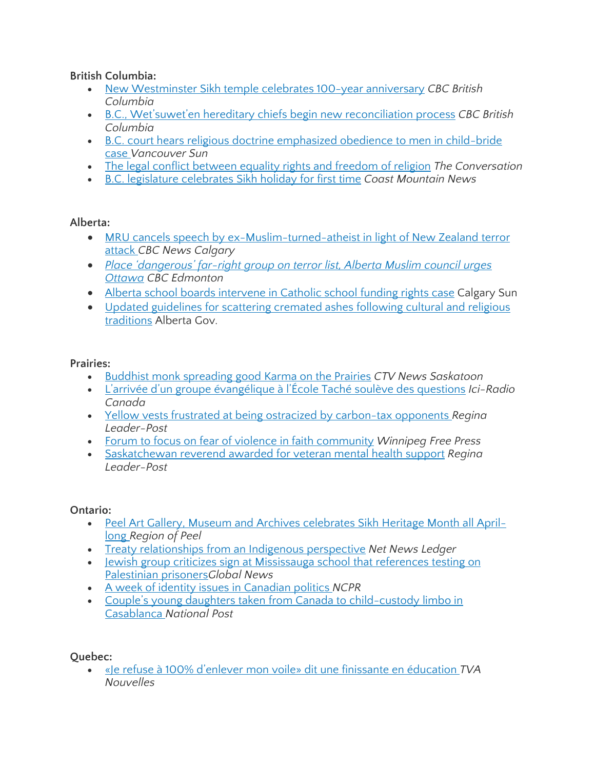**British Columbia:**

- New Westminster Sikh temple celebrates 100-year anniversary *CBC British Columbia*
- B.C., Wet'suwet'en hereditary chiefs begin new reconciliation process *CBC British Columbia*
- B.C. court hears religious doctrine emphasized obedience to men in child-bride case *Vancouver Sun*
- The legal conflict between equality rights and freedom of religion *The Conversation*
- B.C. legislature celebrates Sikh holiday for first time *Coast Mountain News*

**Alberta:**

- MRU cancels speech by ex-Muslim-turned-atheist in light of New Zealand terror attack *CBC News Calgary*
- *Place 'dangerous' far-right group on terror list, Alberta Muslim council urges Ottawa* *CBC Edmonton*
- Alberta school boards intervene in Catholic school funding rights case Calgary Sun
- Updated guidelines for scattering cremated ashes following cultural and religious traditions Alberta Gov.

**Prairies:**

- Buddhist monk spreading good Karma on the Prairies *CTV News Saskatoon*
- L'arrivée d'un groupe évangélique à l'École Taché soulève des questions *Ici-Radio Canada*
- Yellow vests frustrated at being ostracized by carbon-tax opponents *Regina Leader-Post*
- Forum to focus on fear of violence in faith community *Winnipeg Free Press*
- Saskatchewan reverend awarded for veteran mental health support *Regina Leader-Post*

**Ontario:**

- Peel Art Gallery, Museum and Archives celebrates Sikh Heritage Month all April-long *Region of Peel*
- Treaty relationships from an Indigenous perspective *Net News Ledger*
- Jewish group criticizes sign at Mississauga school that references testing on Palestinian prisoners*Global News*
- A week of identity issues in Canadian politics *NCPR*
- Couple's young daughters taken from Canada to child-custody limbo in Casablanca *National Post*

**Quebec:**

- «Je refuse à 100% d'enlever mon voile» dit une finissante en éducation *TVA Nouvelles*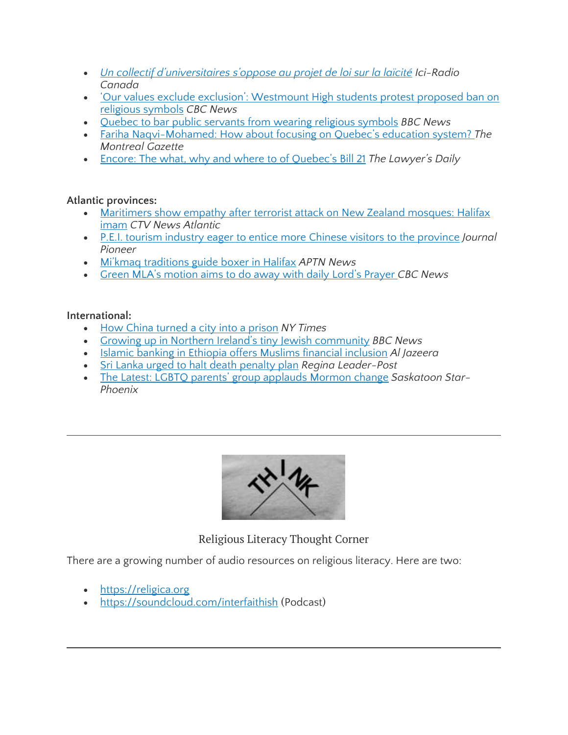- *Un collectif d'universitaires s'oppose au projet de loi sur la laïcité* *Ici-Radio Canada*
- 'Our values exclude exclusion': Westmount High students protest proposed ban on religious symbols *CBC News*
- Quebec to bar public servants from wearing religious symbols *BBC News*
- Fariha Naqvi-Mohamed: How about focusing on Quebec's education system? *The Montreal Gazette*
- Encore: The what, why and where to of Quebec's Bill 21 *The Lawyer's Daily*

**Atlantic provinces:**

- Maritimers show empathy after terrorist attack on New Zealand mosques: Halifax imam *CTV News Atlantic*
- P.E.I. tourism industry eager to entice more Chinese visitors to the province *Journal Pioneer*
- Mi'kmaq traditions guide boxer in Halifax *APTN News*
- Green MLA's motion aims to do away with daily Lord's Prayer *CBC News*

**International:**

- How China turned a city into a prison *NY Times*
- Growing up in Northern Ireland's tiny Jewish community *BBC News*
- Islamic banking in Ethiopia offers Muslims financial inclusion *Al Jazeera*
- Sri Lanka urged to halt death penalty plan *Regina Leader-Post*
- The Latest: LGBTQ parents' group applauds Mormon change *Saskatoon Star-Phoenix*

---

THINK

Religious Literacy Thought Corner

There are a growing number of audio resources on religious literacy. Here are two:

- https://religica.org
- https://soundcloud.com/interfaithish (Podcast)

---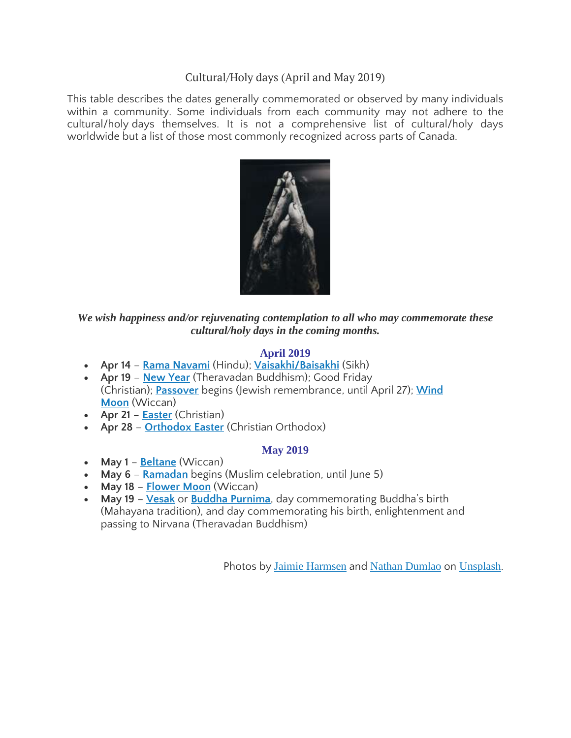# Cultural/Holy days (April and May 2019)

This table describes the dates generally commemorated or observed by many individuals within a community. Some individuals from each community may not adhere to the cultural/holy days themselves. It is not a comprehensive list of cultural/holy days worldwide but a list of those most commonly recognized across parts of Canada.

***We wish happiness and/or rejuvenating contemplation to all who may commemorate these cultural/holy days in the coming months.***

## April 2019

- **Apr 14** – Rama Navami (Hindu); Vaisakhi/Baisakhi (Sikh)
- **Apr 19** – New Year (Theravadan Buddhism); Good Friday (Christian); Passover begins (Jewish remembrance, until April 27); Wind Moon (Wiccan)
- **Apr 21** – Easter (Christian)
- **Apr 28** – Orthodox Easter (Christian Orthodox)

## May 2019

- **May 1** – Beltane (Wiccan)
- **May 6** – Ramadan begins (Muslim celebration, until June 5)
- **May 18** – Flower Moon (Wiccan)
- **May 19** – Vesak or Buddha Purnima, day commemorating Buddha's birth (Mahayana tradition), and day commemorating his birth, enlightenment and passing to Nirvana (Theravadan Buddhism)

Photos by Jaimie Harmsen and Nathan Dumlao on Unsplash.